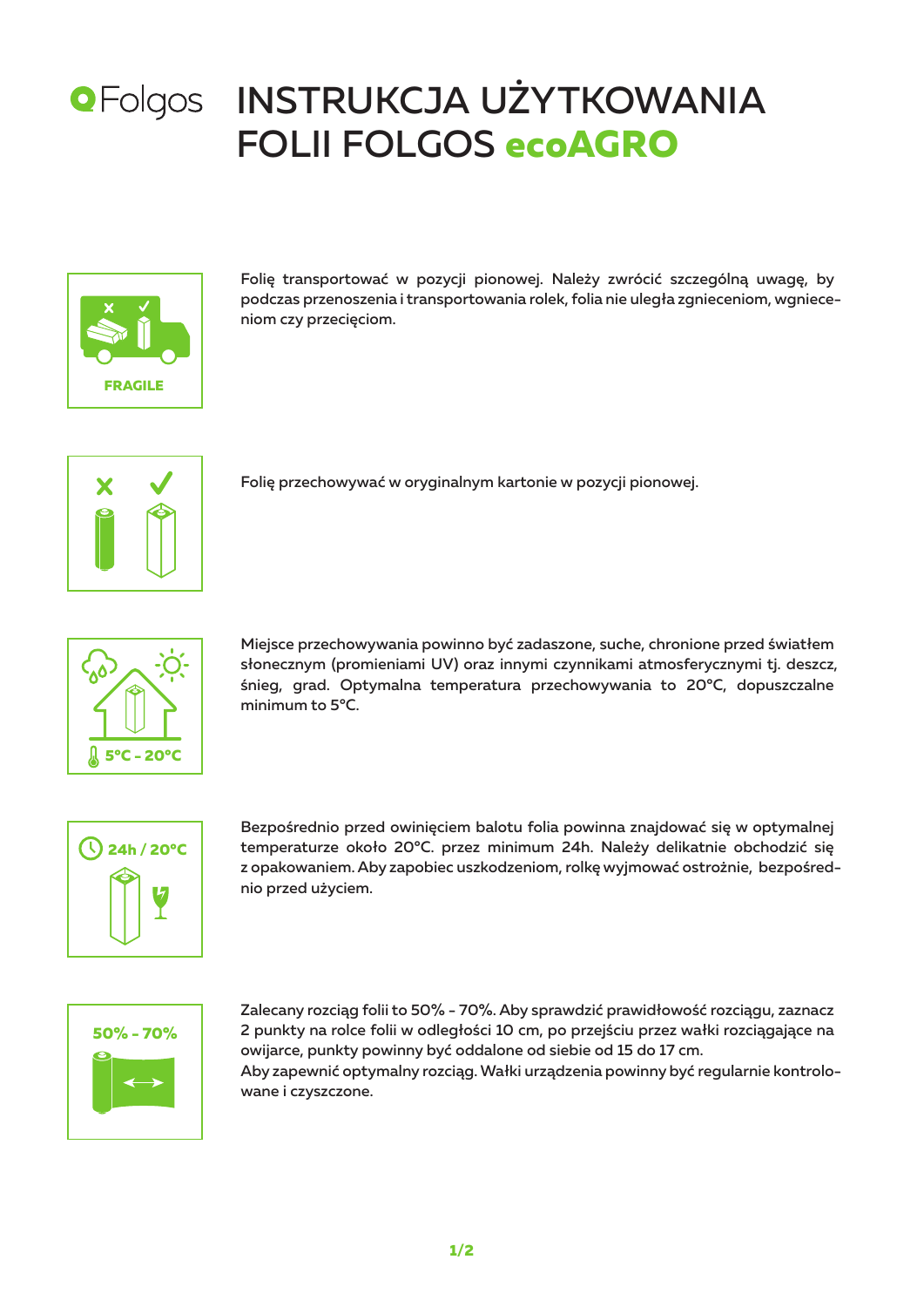# INSTRUKCJA UŻYTKOWANIA FOLII FOLGOS ecoAGRO

FRAGILE

Folię transportować w pozycji pionowej. Należy zwrócić szczególną uwagę, by podczas przenoszenia i transportowania rolek, folia nie uległa zgnieceniom, wgnieceniom czy przecięciom.

Folię przechowywać w oryginalnym kartonie w pozycji pionowej.

5°C - 20°C

Miejsce przechowywania powinno być zadaszone, suche, chronione przed światłem słonecznym (promieniami UV) oraz innymi czynnikami atmosferycznymi tj. deszcz, śnieg, grad. Optymalna temperatura przechowywania to 20°C, dopuszczalne minimum to 5°C.

24h / 20°C

Bezpośrednio przed owinięciem balotu folia powinna znajdować się w optymalnej temperaturze około 20°C. przez minimum 24h. Należy delikatnie obchodzić się z opakowaniem. Aby zapobiec uszkodzeniom, rolkę wyjmować ostrożnie, bezpośrednio przed użyciem.

50% - 70%

Zalecany rozciąg folii to 50% - 70%. Aby sprawdzić prawidłowość rozciągu, zaznacz 2 punkty na rolce folii w odległości 10 cm, po przejściu przez wałki rozciągające na owijarce, punkty powinny być oddalone od siebie od 15 do 17 cm.
Aby zapewnić optymalny rozciąg. Wałki urządzenia powinny być regularnie kontrolowane i czyszczone.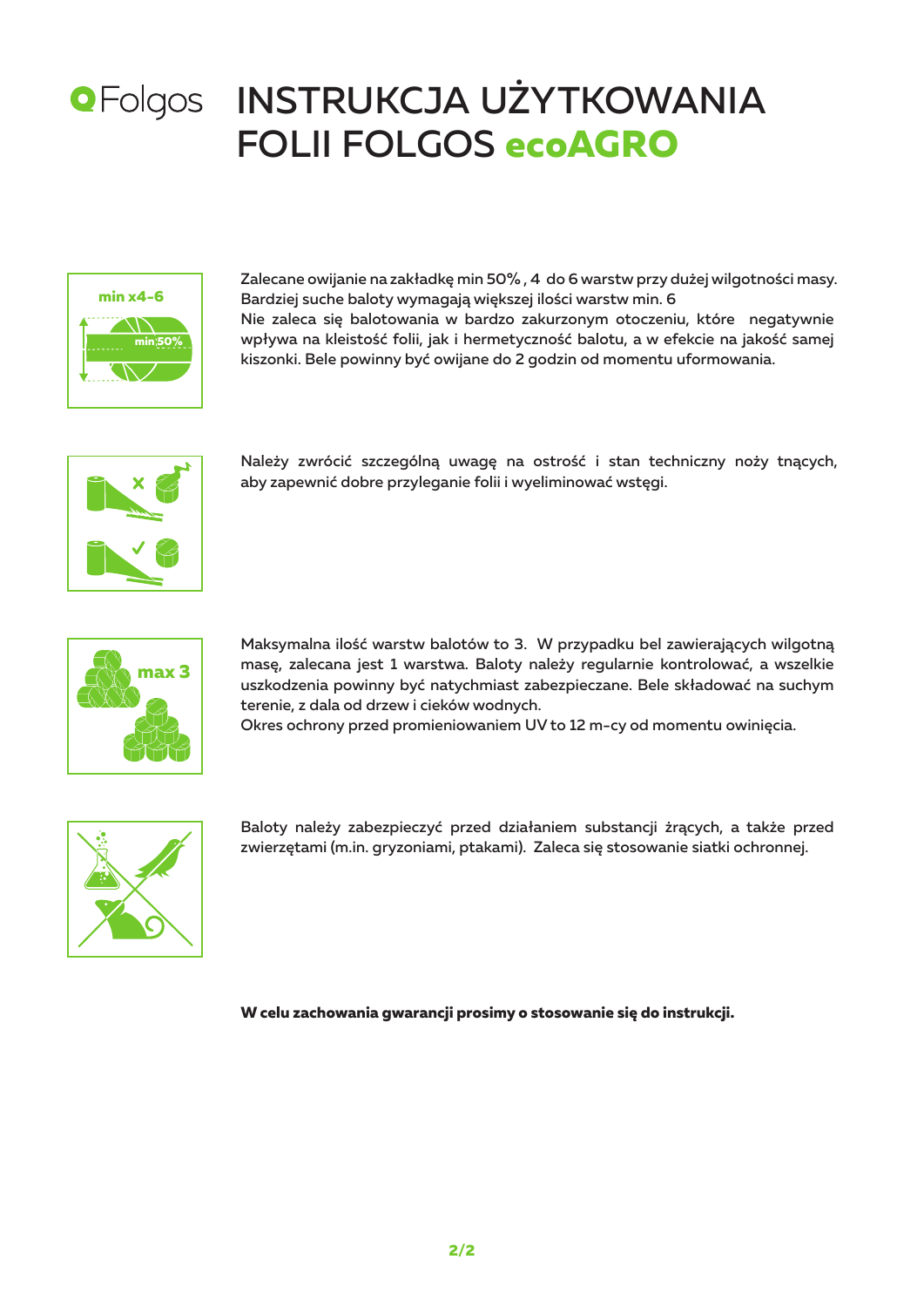# INSTRUKCJA UŻYTKOWANIA FOLII FOLGOS ecoAGRO

Zalecane owijanie na zakładkę min 50% , 4 do 6 warstw przy dużej wilgotności masy. Bardziej suche baloty wymagają większej ilości warstw min. 6
Nie zaleca się balotowania w bardzo zakurzonym otoczeniu, które negatywnie wpływa na kleistość folii, jak i hermetyczność balotu, a w efekcie na jakość samej kiszonki. Bele powinny być owijane do 2 godzin od momentu uformowania.

Należy zwrócić szczególną uwagę na ostrość i stan techniczny noży tnących, aby zapewnić dobre przyleganie folii i wyeliminować wstęgi.

Maksymalna ilość warstw balotów to 3. W przypadku bel zawierających wilgotną masę, zalecana jest 1 warstwa. Baloty należy regularnie kontrolować, a wszelkie uszkodzenia powinny być natychmiast zabezpieczane. Bele składować na suchym terenie, z dala od drzew i cieków wodnych.
Okres ochrony przed promieniowaniem UV to 12 m-cy od momentu owinięcia.

Baloty należy zabezpieczyć przed działaniem substancji żrących, a także przed zwierzętami (m.in. gryzoniami, ptakami). Zaleca się stosowanie siatki ochronnej.

**W celu zachowania gwarancji prosimy o stosowanie się do instrukcji.**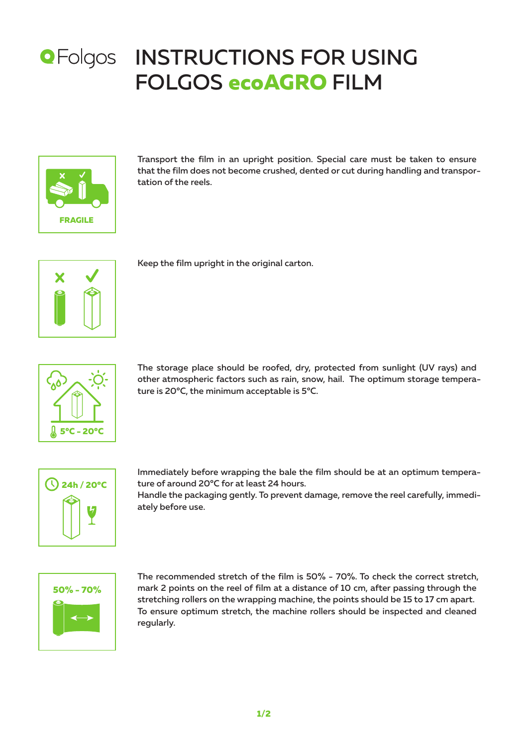# INSTRUCTIONS FOR USING FOLGOS ecoAGRO FILM

FRAGILE

Transport the film in an upright position. Special care must be taken to ensure that the film does not become crushed, dented or cut during handling and transportation of the reels.

Keep the film upright in the original carton.

5°C - 20°C

The storage place should be roofed, dry, protected from sunlight (UV rays) and other atmospheric factors such as rain, snow, hail. The optimum storage temperature is 20°C, the minimum acceptable is 5°C.

24h / 20°C

Immediately before wrapping the bale the film should be at an optimum temperature of around 20°C for at least 24 hours.
Handle the packaging gently. To prevent damage, remove the reel carefully, immediately before use.

50% - 70%

The recommended stretch of the film is 50% - 70%. To check the correct stretch, mark 2 points on the reel of film at a distance of 10 cm, after passing through the stretching rollers on the wrapping machine, the points should be 15 to 17 cm apart. To ensure optimum stretch, the machine rollers should be inspected and cleaned regularly.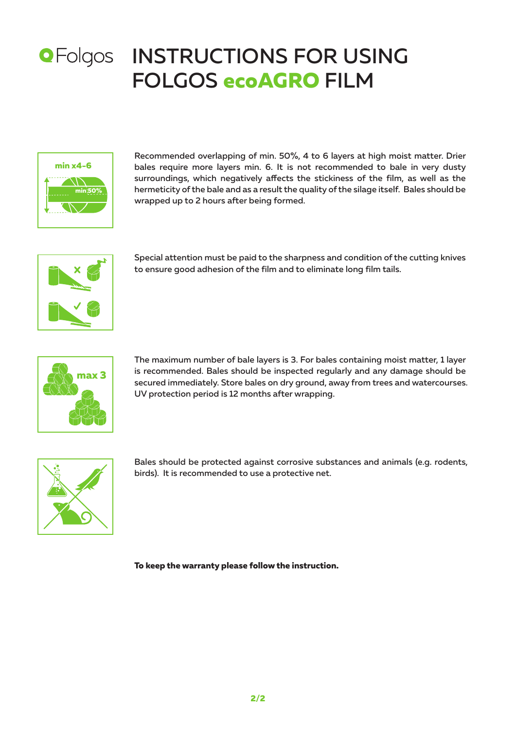# INSTRUCTIONS FOR USING FOLGOS ecoAGRO FILM

min x4-6

min 50%

Recommended overlapping of min. 50%, 4 to 6 layers at high moist matter. Drier bales require more layers min. 6. It is not recommended to bale in very dusty surroundings, which negatively affects the stickiness of the film, as well as the hermeticity of the bale and as a result the quality of the silage itself. Bales should be wrapped up to 2 hours after being formed.

Special attention must be paid to the sharpness and condition of the cutting knives to ensure good adhesion of the film and to eliminate long film tails.

max 3

The maximum number of bale layers is 3. For bales containing moist matter, 1 layer is recommended. Bales should be inspected regularly and any damage should be secured immediately. Store bales on dry ground, away from trees and watercourses. UV protection period is 12 months after wrapping.

Bales should be protected against corrosive substances and animals (e.g. rodents, birds). It is recommended to use a protective net.

**To keep the warranty please follow the instruction.**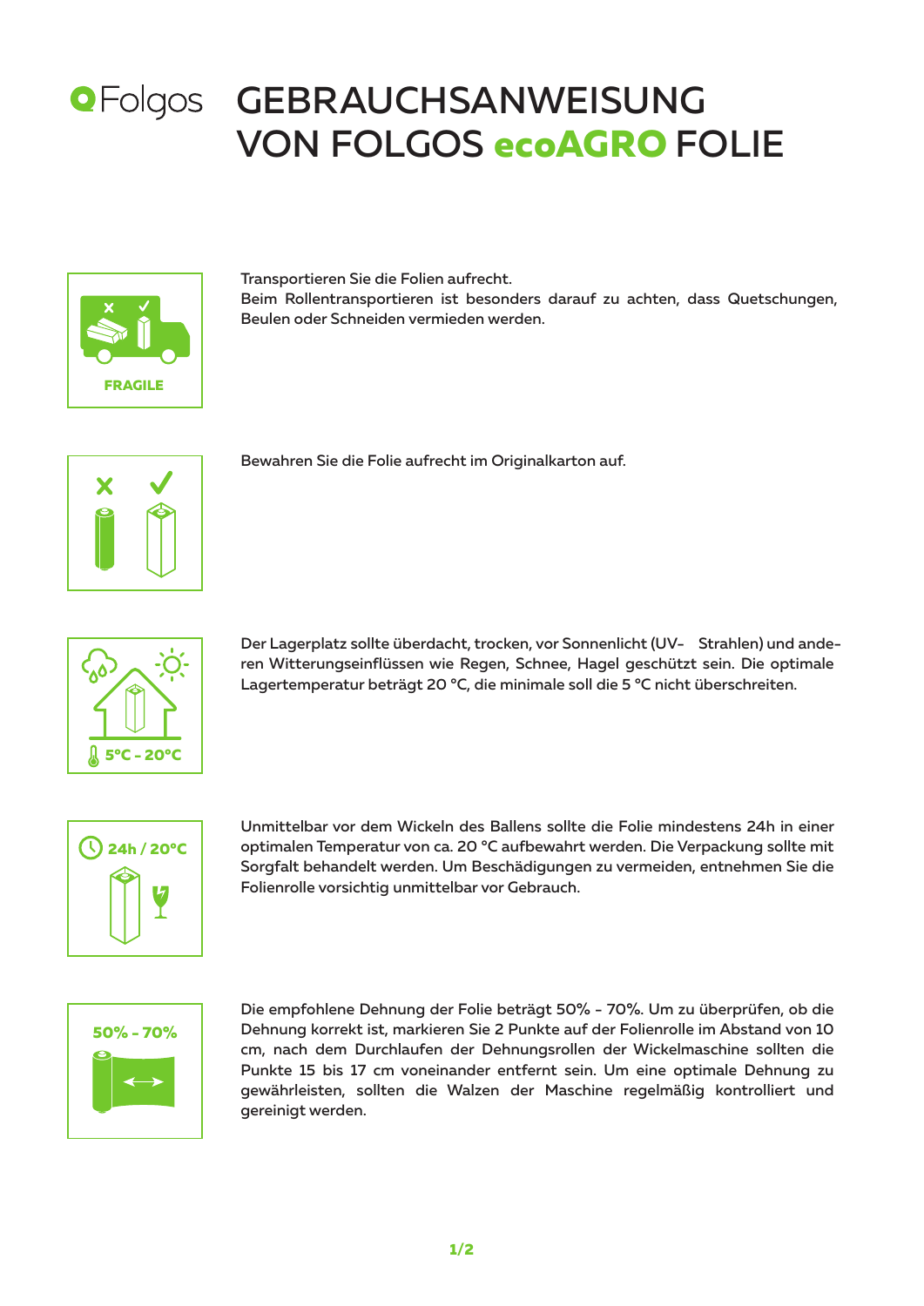# GEBRAUCHSANWEISUNG VON FOLGOS ecoAGRO FOLIE

FRAGILE

Transportieren Sie die Folien aufrecht.
Beim Rollentransportieren ist besonders darauf zu achten, dass Quetschungen, Beulen oder Schneiden vermieden werden.

Bewahren Sie die Folie aufrecht im Originalkarton auf.

5°C - 20°C

Der Lagerplatz sollte überdacht, trocken, vor Sonnenlicht (UV- Strahlen) und anderen Witterungseinflüssen wie Regen, Schnee, Hagel geschützt sein. Die optimale Lagertemperatur beträgt 20 °C, die minimale soll die 5 °C nicht überschreiten.

24h / 20°C

Unmittelbar vor dem Wickeln des Ballens sollte die Folie mindestens 24h in einer optimalen Temperatur von ca. 20 °C aufbewahrt werden. Die Verpackung sollte mit Sorgfalt behandelt werden. Um Beschädigungen zu vermeiden, entnehmen Sie die Folienrolle vorsichtig unmittelbar vor Gebrauch.

50% - 70%

Die empfohlene Dehnung der Folie beträgt 50% - 70%. Um zu überprüfen, ob die Dehnung korrekt ist, markieren Sie 2 Punkte auf der Folienrolle im Abstand von 10 cm, nach dem Durchlaufen der Dehnungsrollen der Wickelmaschine sollten die Punkte 15 bis 17 cm voneinander entfernt sein. Um eine optimale Dehnung zu gewährleisten, sollten die Walzen der Maschine regelmäßig kontrolliert und gereinigt werden.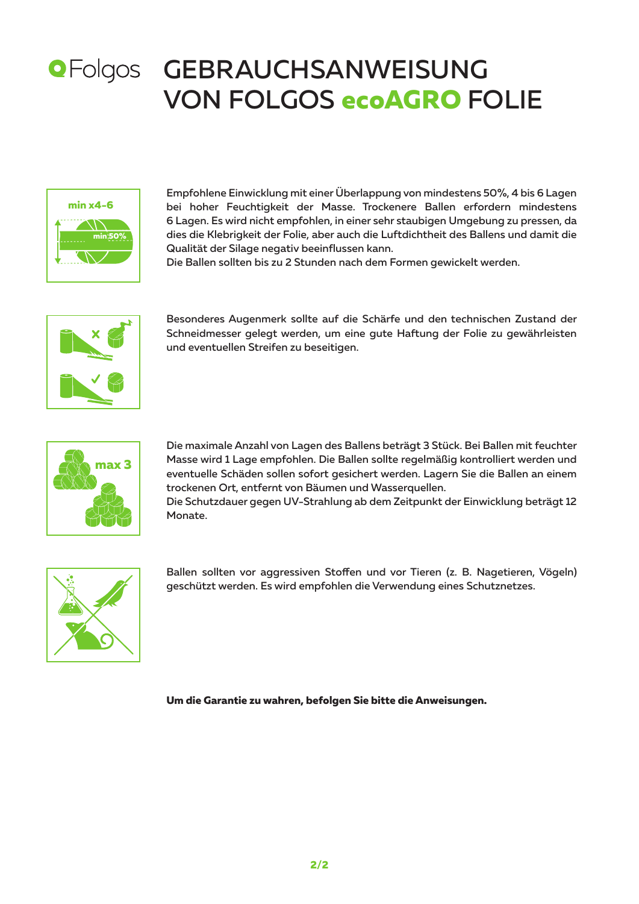# GEBRAUCHSANWEISUNG VON FOLGOS ecoAGRO FOLIE

min x4-6

min 50%

Empfohlene Einwicklung mit einer Überlappung von mindestens 50%, 4 bis 6 Lagen bei hoher Feuchtigkeit der Masse. Trockenere Ballen erfordern mindestens 6 Lagen. Es wird nicht empfohlen, in einer sehr staubigen Umgebung zu pressen, da dies die Klebrigkeit der Folie, aber auch die Luftdichtheit des Ballens und damit die Qualität der Silage negativ beeinflussen kann.
Die Ballen sollten bis zu 2 Stunden nach dem Formen gewickelt werden.

Besonderes Augenmerk sollte auf die Schärfe und den technischen Zustand der Schneidmesser gelegt werden, um eine gute Haftung der Folie zu gewährleisten und eventuellen Streifen zu beseitigen.

max 3

Die maximale Anzahl von Lagen des Ballens beträgt 3 Stück. Bei Ballen mit feuchter Masse wird 1 Lage empfohlen. Die Ballen sollte regelmäßig kontrolliert werden und eventuelle Schäden sollen sofort gesichert werden. Lagern Sie die Ballen an einem trockenen Ort, entfernt von Bäumen und Wasserquellen.
Die Schutzdauer gegen UV-Strahlung ab dem Zeitpunkt der Einwicklung beträgt 12 Monate.

Ballen sollten vor aggressiven Stoffen und vor Tieren (z. B. Nagetieren, Vögeln) geschützt werden. Es wird empfohlen die Verwendung eines Schutznetzes.

**Um die Garantie zu wahren, befolgen Sie bitte die Anweisungen.**